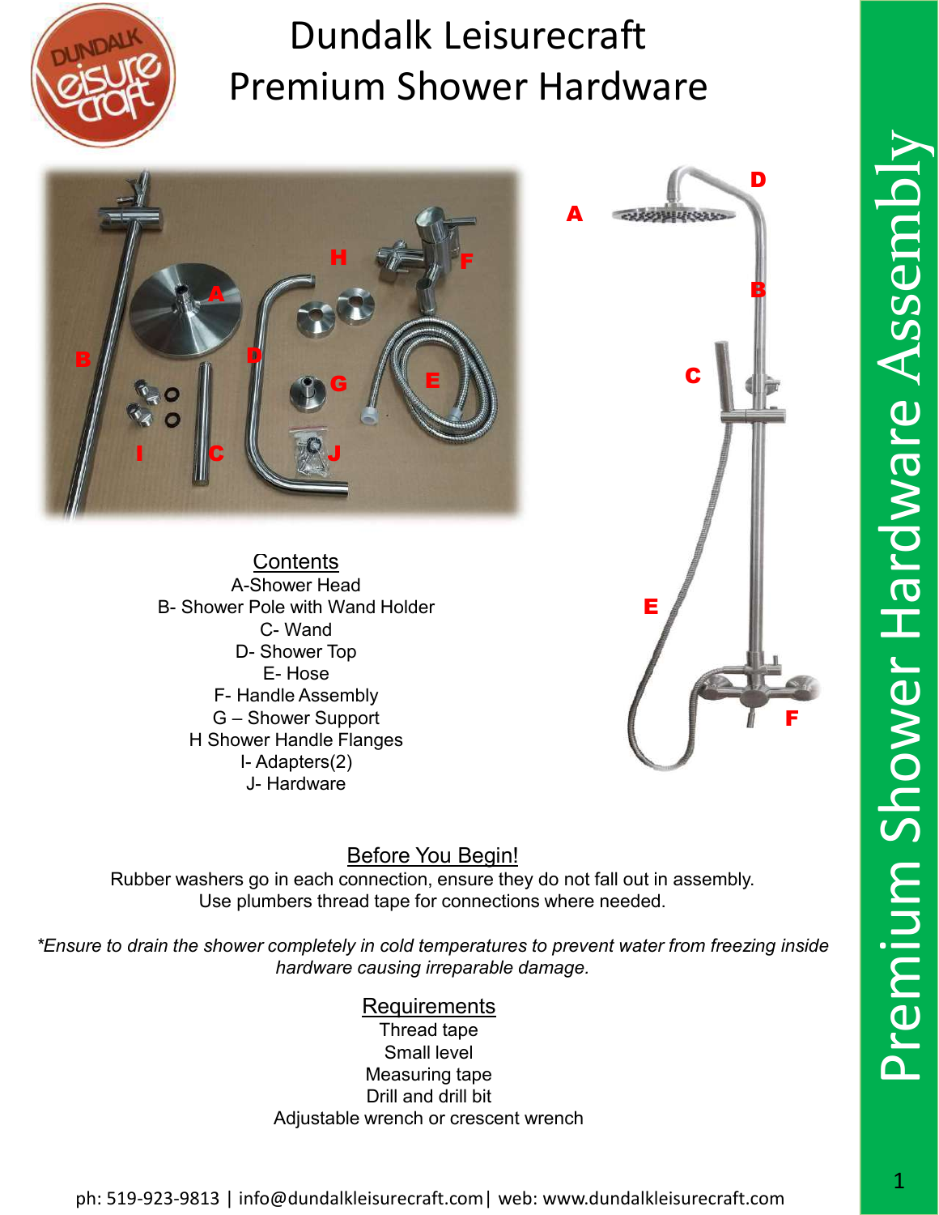# Dundalk Leisurecraft Premium Shower Hardware

## Contents

A-Shower Head
B- Shower Pole with Wand Holder
C- Wand
D- Shower Top
E- Hose
F- Handle Assembly
G – Shower Support
H Shower Handle Flanges
I- Adapters(2)
J- Hardware

## Before You Begin!

Rubber washers go in each connection, ensure they do not fall out in assembly.
Use plumbers thread tape for connections where needed.

*\*Ensure to drain the shower completely in cold temperatures to prevent water from freezing inside hardware causing irreparable damage.*

## Requirements

Thread tape
Small level
Measuring tape
Drill and drill bit
Adjustable wrench or crescent wrench

ph: 519-923-9813 | info@dundalkleisurecraft.com| web: www.dundalkleisurecraft.com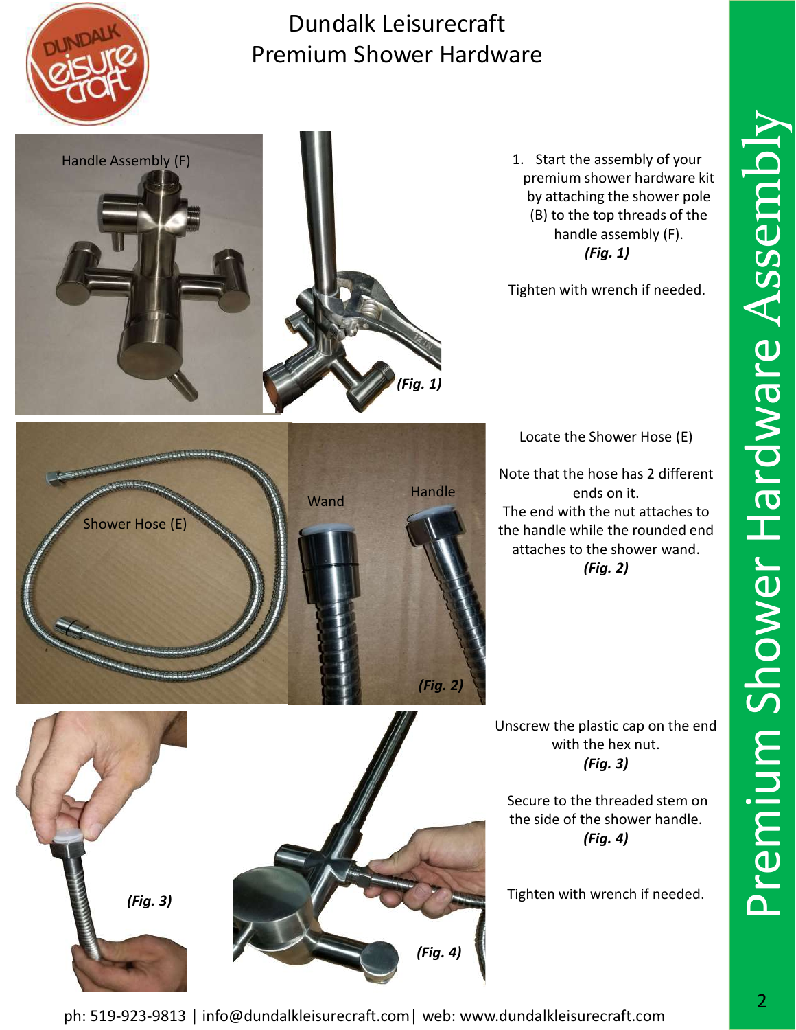# Dundalk Leisurecraft Premium Shower Hardware

## Premium Shower Hardware Assembly

Handle Assembly (F)

*(Fig. 1)*

1. Start the assembly of your premium shower hardware kit by attaching the shower pole (B) to the top threads of the handle assembly (F). ***(Fig. 1)***

Tighten with wrench if needed.

Shower Hose (E)

Wand

Handle

*(Fig. 2)*

Locate the Shower Hose (E)

Note that the hose has 2 different ends on it.
The end with the nut attaches to the handle while the rounded end attaches to the shower wand.
***(Fig. 2)***

*(Fig. 3)*

*(Fig. 4)*

Unscrew the plastic cap on the end with the hex nut.
***(Fig. 3)***

Secure to the threaded stem on the side of the shower handle.
***(Fig. 4)***

Tighten with wrench if needed.

ph: 519-923-9813 | info@dundalkleisurecraft.com| web: www.dundalkleisurecraft.com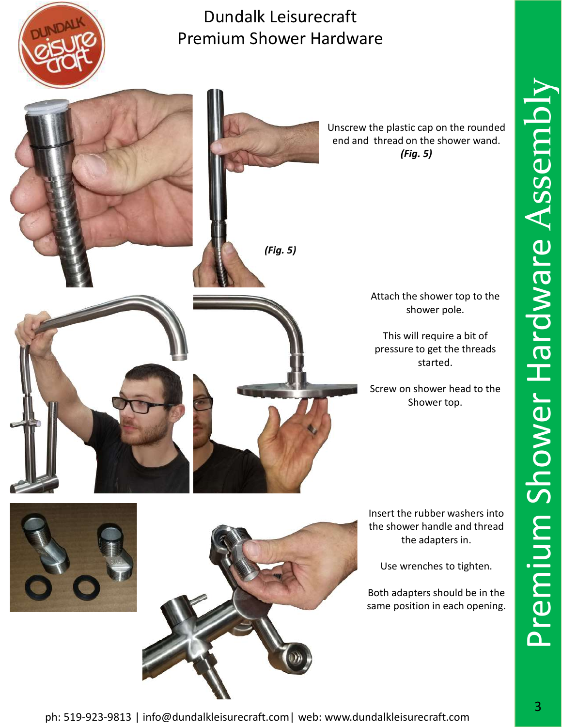# Dundalk Leisurecraft Premium Shower Hardware

Unscrew the plastic cap on the rounded end and thread on the shower wand. ***(Fig. 5)***

***(Fig. 5)***

Attach the shower top to the shower pole.

This will require a bit of pressure to get the threads started.

Screw on shower head to the Shower top.

Insert the rubber washers into the shower handle and thread the adapters in.

Use wrenches to tighten.

Both adapters should be in the same position in each opening.

ph: 519-923-9813 | info@dundalkleisurecraft.com| web: www.dundalkleisurecraft.com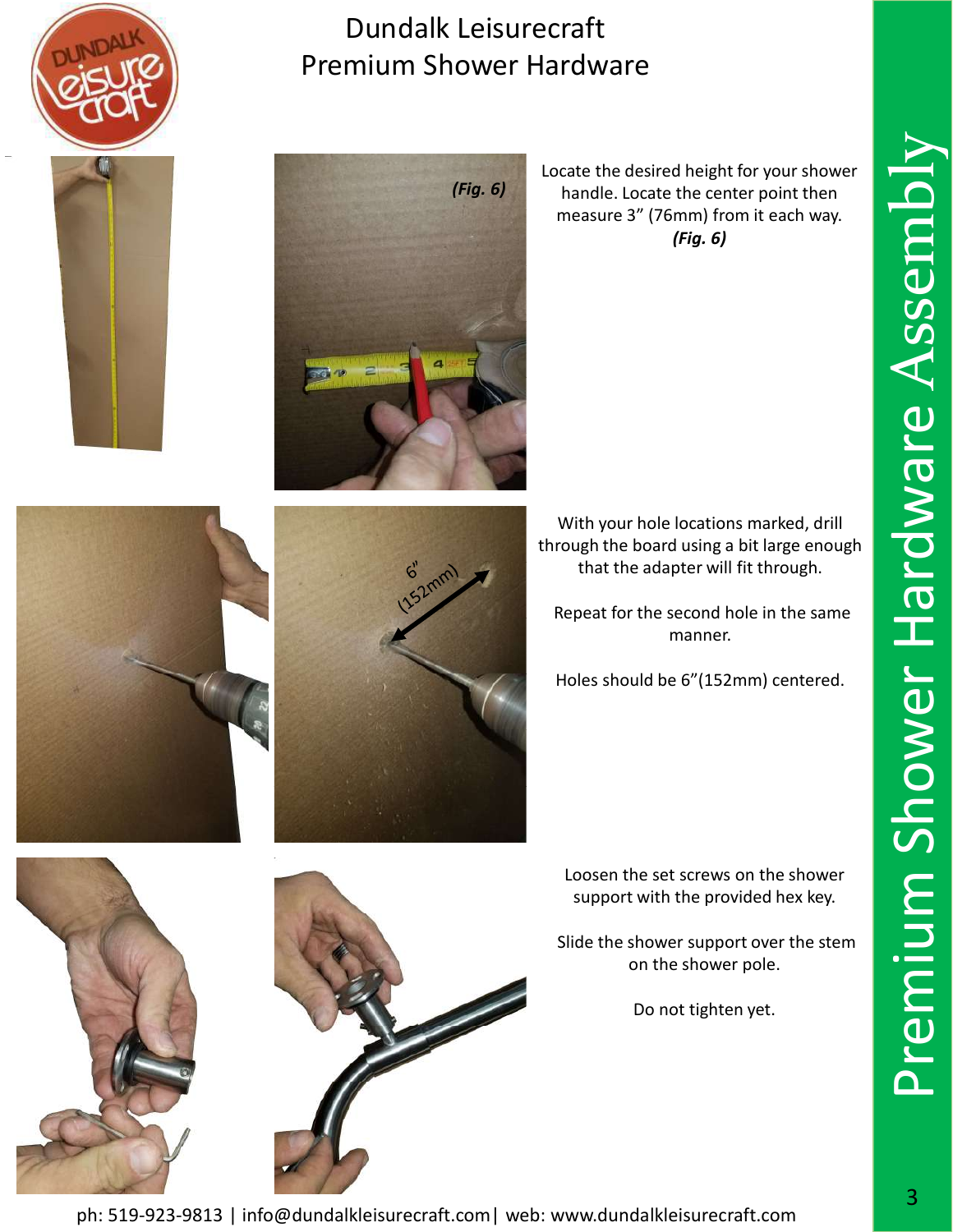# Dundalk Leisurecraft Premium Shower Hardware

Locate the desired height for your shower handle. Locate the center point then measure 3" (76mm) from it each way. ***(Fig. 6)***

With your hole locations marked, drill through the board using a bit large enough that the adapter will fit through.

Repeat for the second hole in the same manner.

Holes should be 6"(152mm) centered.

Loosen the set screws on the shower support with the provided hex key.

Slide the shower support over the stem on the shower pole.

Do not tighten yet.

ph: 519-923-9813 | info@dundalkleisurecraft.com| web: www.dundalkleisurecraft.com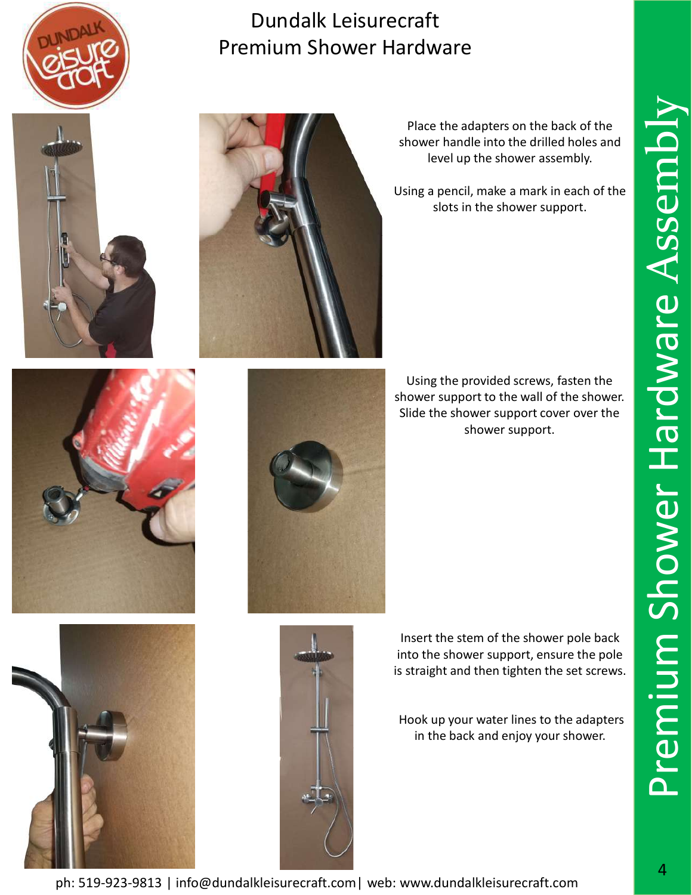# Dundalk Leisurecraft
## Premium Shower Hardware

## Premium Shower Hardware Assembly

Place the adapters on the back of the shower handle into the drilled holes and level up the shower assembly.

Using a pencil, make a mark in each of the slots in the shower support.

Using the provided screws, fasten the shower support to the wall of the shower. Slide the shower support cover over the shower support.

Insert the stem of the shower pole back into the shower support, ensure the pole is straight and then tighten the set screws.

Hook up your water lines to the adapters in the back and enjoy your shower.

ph: 519-923-9813 | info@dundalkleisurecraft.com| web: www.dundalkleisurecraft.com